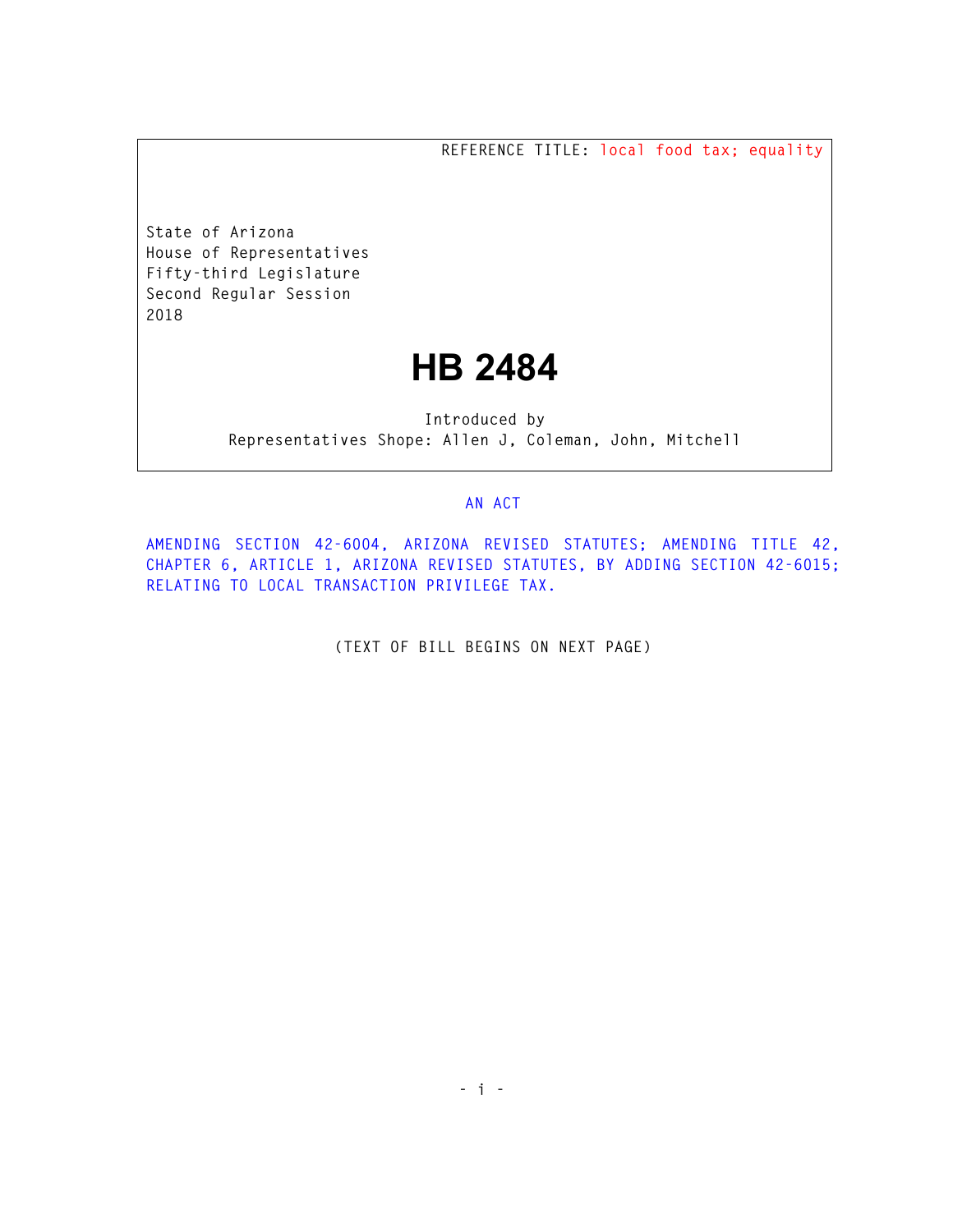REFERENCE TITLE: local food tax; equality

State of Arizona
House of Representatives
Fifty-third Legislature
Second Regular Session
2018

# HB 2484

Introduced by
Representatives Shope: Allen J, Coleman, John, Mitchell

AN ACT

AMENDING SECTION 42-6004, ARIZONA REVISED STATUTES; AMENDING TITLE 42, CHAPTER 6, ARTICLE 1, ARIZONA REVISED STATUTES, BY ADDING SECTION 42-6015; RELATING TO LOCAL TRANSACTION PRIVILEGE TAX.

(TEXT OF BILL BEGINS ON NEXT PAGE)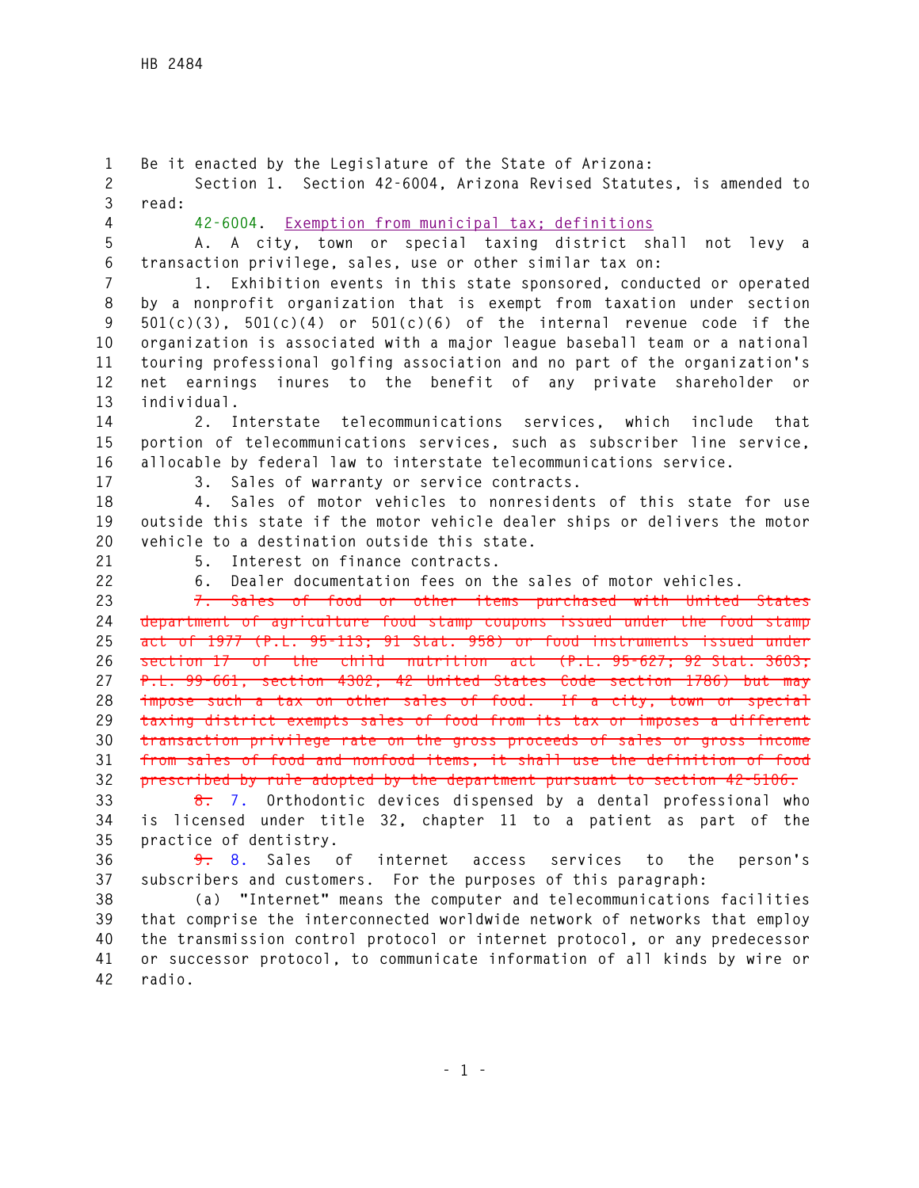Be it enacted by the Legislature of the State of Arizona:

Section 1. Section 42-6004, Arizona Revised Statutes, is amended to read:

42-6004. Exemption from municipal tax; definitions

A. A city, town or special taxing district shall not levy a transaction privilege, sales, use or other similar tax on:

1. Exhibition events in this state sponsored, conducted or operated by a nonprofit organization that is exempt from taxation under section 501(c)(3), 501(c)(4) or 501(c)(6) of the internal revenue code if the organization is associated with a major league baseball team or a national touring professional golfing association and no part of the organization's net earnings inures to the benefit of any private shareholder or individual.

2. Interstate telecommunications services, which include that portion of telecommunications services, such as subscriber line service, allocable by federal law to interstate telecommunications service.

3. Sales of warranty or service contracts.

4. Sales of motor vehicles to nonresidents of this state for use outside this state if the motor vehicle dealer ships or delivers the motor vehicle to a destination outside this state.

5. Interest on finance contracts.

6. Dealer documentation fees on the sales of motor vehicles.

~~7. Sales of food or other items purchased with United States department of agriculture food stamp coupons issued under the food stamp act of 1977 (P.L. 95-113; 91 Stat. 958) or food instruments issued under section 17 of the child nutrition act (P.L. 95-627; 92 Stat. 3603; P.L. 99-661, section 4302; 42 United States Code section 1786) but may impose such a tax on other sales of food. If a city, town or special taxing district exempts sales of food from its tax or imposes a different transaction privilege rate on the gross proceeds of sales or gross income from sales of food and nonfood items, it shall use the definition of food prescribed by rule adopted by the department pursuant to section 42-5106.~~

~~8.~~ 7. Orthodontic devices dispensed by a dental professional who is licensed under title 32, chapter 11 to a patient as part of the practice of dentistry.

~~9.~~ 8. Sales of internet access services to the person's subscribers and customers. For the purposes of this paragraph:

(a) "Internet" means the computer and telecommunications facilities that comprise the interconnected worldwide network of networks that employ the transmission control protocol or internet protocol, or any predecessor or successor protocol, to communicate information of all kinds by wire or radio.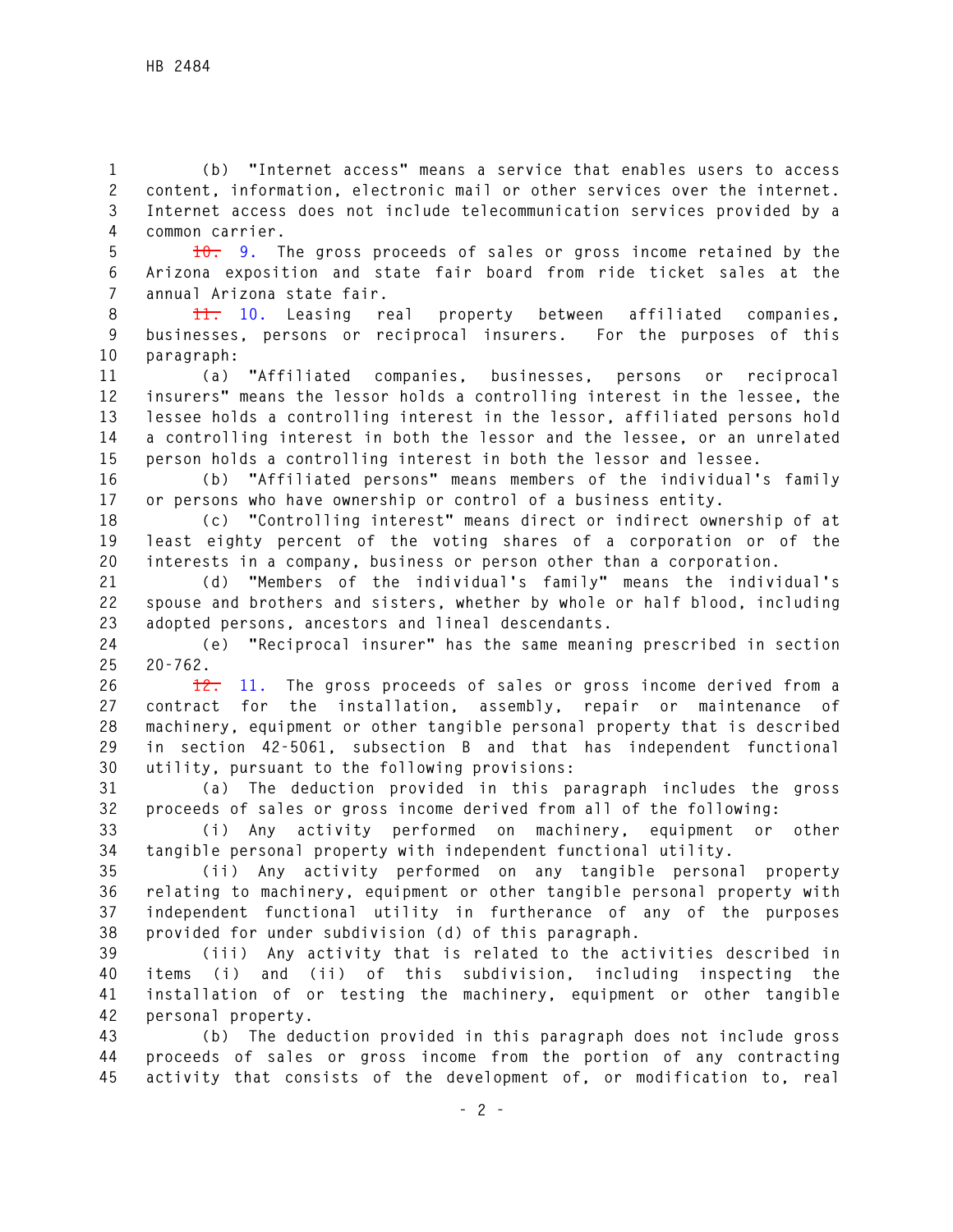(b) "Internet access" means a service that enables users to access content, information, electronic mail or other services over the internet. Internet access does not include telecommunication services provided by a common carrier.

~~10.~~ 9. The gross proceeds of sales or gross income retained by the Arizona exposition and state fair board from ride ticket sales at the annual Arizona state fair.

~~11.~~ 10. Leasing real property between affiliated companies, businesses, persons or reciprocal insurers. For the purposes of this paragraph:

(a) "Affiliated companies, businesses, persons or reciprocal insurers" means the lessor holds a controlling interest in the lessee, the lessee holds a controlling interest in the lessor, affiliated persons hold a controlling interest in both the lessor and the lessee, or an unrelated person holds a controlling interest in both the lessor and lessee.

(b) "Affiliated persons" means members of the individual's family or persons who have ownership or control of a business entity.

(c) "Controlling interest" means direct or indirect ownership of at least eighty percent of the voting shares of a corporation or of the interests in a company, business or person other than a corporation.

(d) "Members of the individual's family" means the individual's spouse and brothers and sisters, whether by whole or half blood, including adopted persons, ancestors and lineal descendants.

(e) "Reciprocal insurer" has the same meaning prescribed in section 20-762.

~~12.~~ 11. The gross proceeds of sales or gross income derived from a contract for the installation, assembly, repair or maintenance of machinery, equipment or other tangible personal property that is described in section 42-5061, subsection B and that has independent functional utility, pursuant to the following provisions:

(a) The deduction provided in this paragraph includes the gross proceeds of sales or gross income derived from all of the following:

(i) Any activity performed on machinery, equipment or other tangible personal property with independent functional utility.

(ii) Any activity performed on any tangible personal property relating to machinery, equipment or other tangible personal property with independent functional utility in furtherance of any of the purposes provided for under subdivision (d) of this paragraph.

(iii) Any activity that is related to the activities described in items (i) and (ii) of this subdivision, including inspecting the installation of or testing the machinery, equipment or other tangible personal property.

(b) The deduction provided in this paragraph does not include gross proceeds of sales or gross income from the portion of any contracting activity that consists of the development of, or modification to, real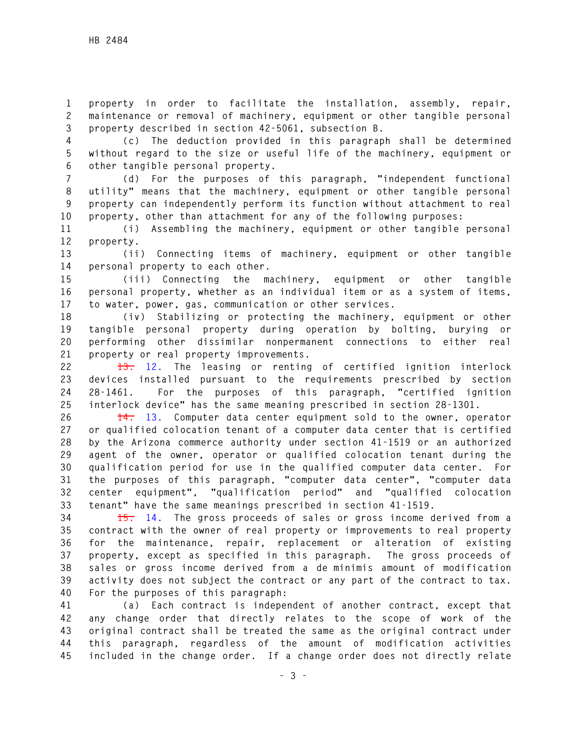property in order to facilitate the installation, assembly, repair, maintenance or removal of machinery, equipment or other tangible personal property described in section 42-5061, subsection B.

(c) The deduction provided in this paragraph shall be determined without regard to the size or useful life of the machinery, equipment or other tangible personal property.

(d) For the purposes of this paragraph, "independent functional utility" means that the machinery, equipment or other tangible personal property can independently perform its function without attachment to real property, other than attachment for any of the following purposes:

(i) Assembling the machinery, equipment or other tangible personal property.

(ii) Connecting items of machinery, equipment or other tangible personal property to each other.

(iii) Connecting the machinery, equipment or other tangible personal property, whether as an individual item or as a system of items, to water, power, gas, communication or other services.

(iv) Stabilizing or protecting the machinery, equipment or other tangible personal property during operation by bolting, burying or performing other dissimilar nonpermanent connections to either real property or real property improvements.

~~13.~~ 12. The leasing or renting of certified ignition interlock devices installed pursuant to the requirements prescribed by section 28-1461. For the purposes of this paragraph, "certified ignition interlock device" has the same meaning prescribed in section 28-1301.

~~14.~~ 13. Computer data center equipment sold to the owner, operator or qualified colocation tenant of a computer data center that is certified by the Arizona commerce authority under section 41-1519 or an authorized agent of the owner, operator or qualified colocation tenant during the qualification period for use in the qualified computer data center. For the purposes of this paragraph, "computer data center", "computer data center equipment", "qualification period" and "qualified colocation tenant" have the same meanings prescribed in section 41-1519.

~~15.~~ 14. The gross proceeds of sales or gross income derived from a contract with the owner of real property or improvements to real property for the maintenance, repair, replacement or alteration of existing property, except as specified in this paragraph. The gross proceeds of sales or gross income derived from a de minimis amount of modification activity does not subject the contract or any part of the contract to tax. For the purposes of this paragraph:

(a) Each contract is independent of another contract, except that any change order that directly relates to the scope of work of the original contract shall be treated the same as the original contract under this paragraph, regardless of the amount of modification activities included in the change order. If a change order does not directly relate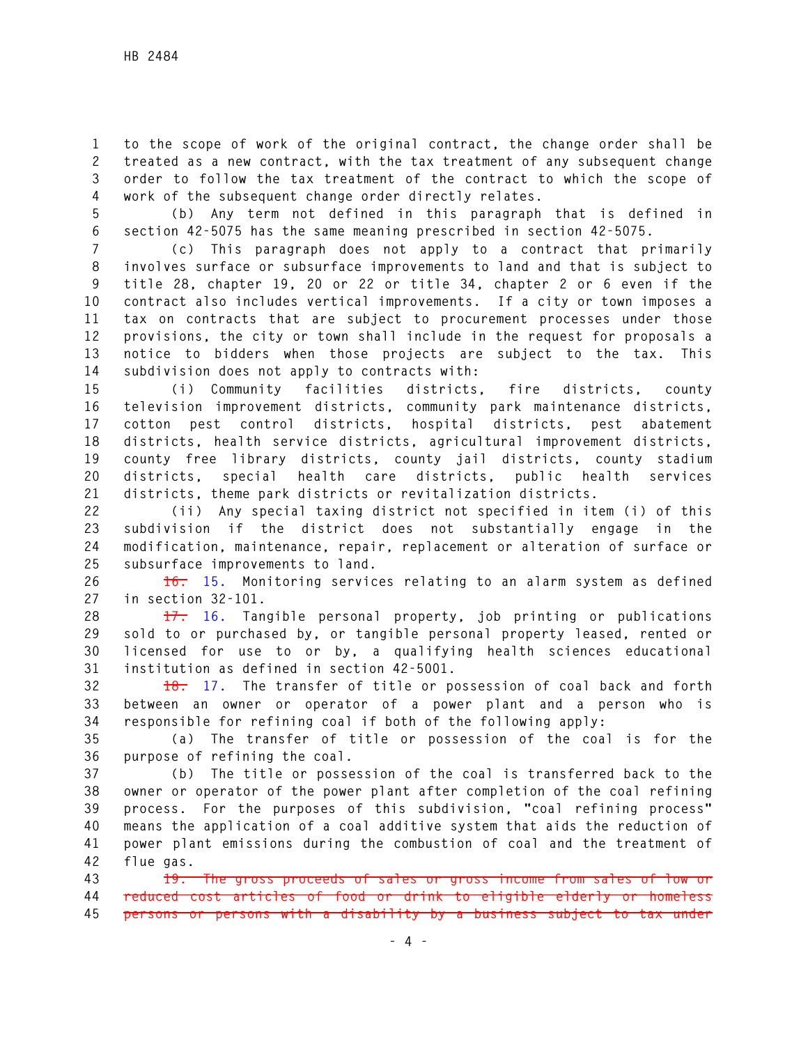to the scope of work of the original contract, the change order shall be treated as a new contract, with the tax treatment of any subsequent change order to follow the tax treatment of the contract to which the scope of work of the subsequent change order directly relates.

(b) Any term not defined in this paragraph that is defined in section 42-5075 has the same meaning prescribed in section 42-5075.

(c) This paragraph does not apply to a contract that primarily involves surface or subsurface improvements to land and that is subject to title 28, chapter 19, 20 or 22 or title 34, chapter 2 or 6 even if the contract also includes vertical improvements. If a city or town imposes a tax on contracts that are subject to procurement processes under those provisions, the city or town shall include in the request for proposals a notice to bidders when those projects are subject to the tax. This subdivision does not apply to contracts with:

(i) Community facilities districts, fire districts, county television improvement districts, community park maintenance districts, cotton pest control districts, hospital districts, pest abatement districts, health service districts, agricultural improvement districts, county free library districts, county jail districts, county stadium districts, special health care districts, public health services districts, theme park districts or revitalization districts.

(ii) Any special taxing district not specified in item (i) of this subdivision if the district does not substantially engage in the modification, maintenance, repair, replacement or alteration of surface or subsurface improvements to land.

~~16.~~ 15. Monitoring services relating to an alarm system as defined in section 32-101.

~~17.~~ 16. Tangible personal property, job printing or publications sold to or purchased by, or tangible personal property leased, rented or licensed for use to or by, a qualifying health sciences educational institution as defined in section 42-5001.

~~18.~~ 17. The transfer of title or possession of coal back and forth between an owner or operator of a power plant and a person who is responsible for refining coal if both of the following apply:

(a) The transfer of title or possession of the coal is for the purpose of refining the coal.

(b) The title or possession of the coal is transferred back to the owner or operator of the power plant after completion of the coal refining process. For the purposes of this subdivision, "coal refining process" means the application of a coal additive system that aids the reduction of power plant emissions during the combustion of coal and the treatment of flue gas.

~~19. The gross proceeds of sales or gross income from sales of low or reduced cost articles of food or drink to eligible elderly or homeless persons or persons with a disability by a business subject to tax under~~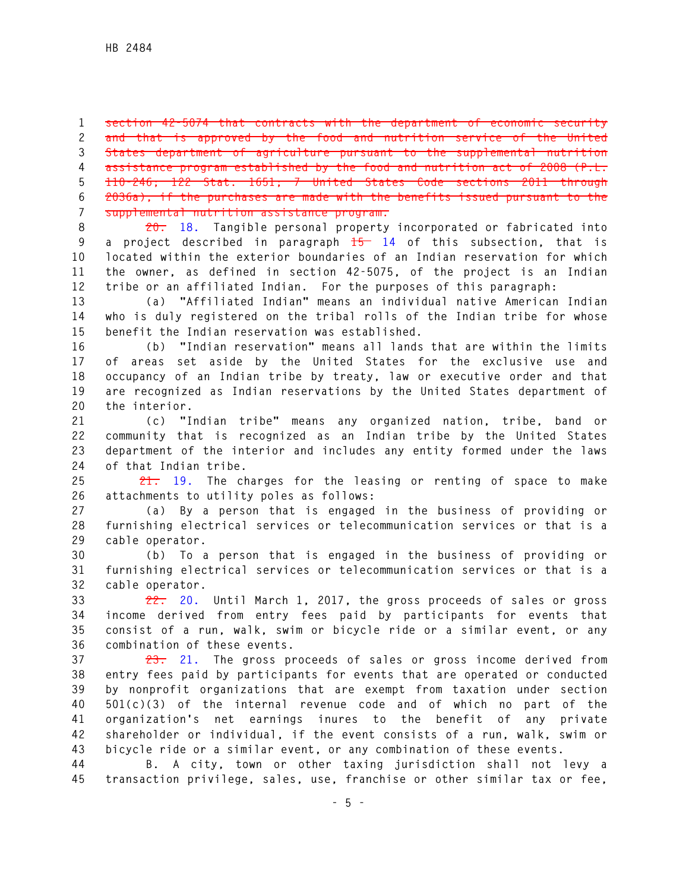~~section 42-5074 that contracts with the department of economic security and that is approved by the food and nutrition service of the United States department of agriculture pursuant to the supplemental nutrition assistance program established by the food and nutrition act of 2008 (P.L. 110-246; 122 Stat. 1651; 7 United States Code sections 2011 through 2036a), if the purchases are made with the benefits issued pursuant to the supplemental nutrition assistance program.~~

~~20.~~ 18. Tangible personal property incorporated or fabricated into a project described in paragraph ~~15~~ 14 of this subsection, that is located within the exterior boundaries of an Indian reservation for which the owner, as defined in section 42-5075, of the project is an Indian tribe or an affiliated Indian. For the purposes of this paragraph:

(a) "Affiliated Indian" means an individual native American Indian who is duly registered on the tribal rolls of the Indian tribe for whose benefit the Indian reservation was established.

(b) "Indian reservation" means all lands that are within the limits of areas set aside by the United States for the exclusive use and occupancy of an Indian tribe by treaty, law or executive order and that are recognized as Indian reservations by the United States department of the interior.

(c) "Indian tribe" means any organized nation, tribe, band or community that is recognized as an Indian tribe by the United States department of the interior and includes any entity formed under the laws of that Indian tribe.

~~21.~~ 19. The charges for the leasing or renting of space to make attachments to utility poles as follows:

(a) By a person that is engaged in the business of providing or furnishing electrical services or telecommunication services or that is a cable operator.

(b) To a person that is engaged in the business of providing or furnishing electrical services or telecommunication services or that is a cable operator.

~~22.~~ 20. Until March 1, 2017, the gross proceeds of sales or gross income derived from entry fees paid by participants for events that consist of a run, walk, swim or bicycle ride or a similar event, or any combination of these events.

~~23.~~ 21. The gross proceeds of sales or gross income derived from entry fees paid by participants for events that are operated or conducted by nonprofit organizations that are exempt from taxation under section 501(c)(3) of the internal revenue code and of which no part of the organization's net earnings inures to the benefit of any private shareholder or individual, if the event consists of a run, walk, swim or bicycle ride or a similar event, or any combination of these events.

B. A city, town or other taxing jurisdiction shall not levy a transaction privilege, sales, use, franchise or other similar tax or fee,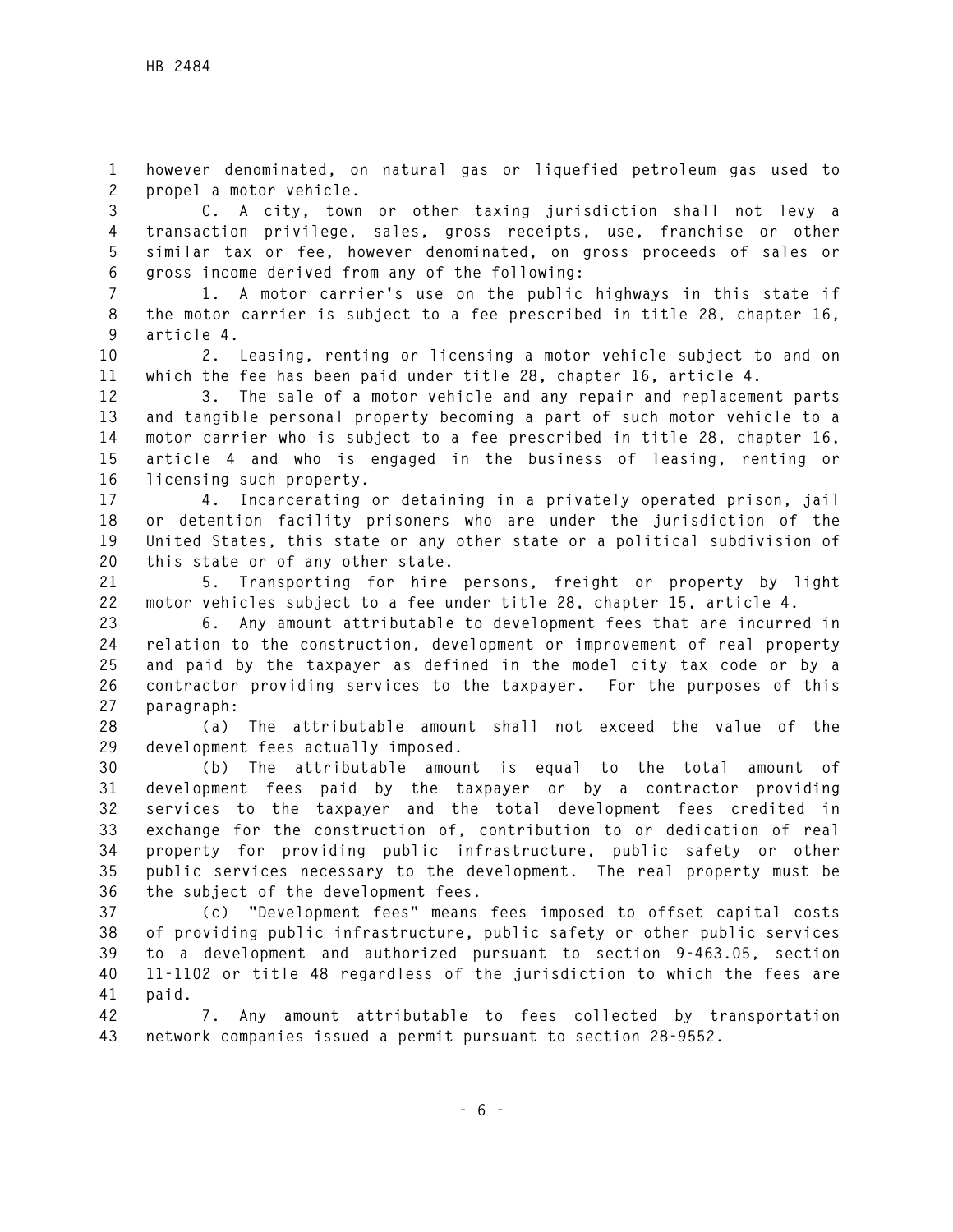however denominated, on natural gas or liquefied petroleum gas used to propel a motor vehicle.

C. A city, town or other taxing jurisdiction shall not levy a transaction privilege, sales, gross receipts, use, franchise or other similar tax or fee, however denominated, on gross proceeds of sales or gross income derived from any of the following:

1. A motor carrier's use on the public highways in this state if the motor carrier is subject to a fee prescribed in title 28, chapter 16, article 4.

2. Leasing, renting or licensing a motor vehicle subject to and on which the fee has been paid under title 28, chapter 16, article 4.

3. The sale of a motor vehicle and any repair and replacement parts and tangible personal property becoming a part of such motor vehicle to a motor carrier who is subject to a fee prescribed in title 28, chapter 16, article 4 and who is engaged in the business of leasing, renting or licensing such property.

4. Incarcerating or detaining in a privately operated prison, jail or detention facility prisoners who are under the jurisdiction of the United States, this state or any other state or a political subdivision of this state or of any other state.

5. Transporting for hire persons, freight or property by light motor vehicles subject to a fee under title 28, chapter 15, article 4.

6. Any amount attributable to development fees that are incurred in relation to the construction, development or improvement of real property and paid by the taxpayer as defined in the model city tax code or by a contractor providing services to the taxpayer. For the purposes of this paragraph:

(a) The attributable amount shall not exceed the value of the development fees actually imposed.

(b) The attributable amount is equal to the total amount of development fees paid by the taxpayer or by a contractor providing services to the taxpayer and the total development fees credited in exchange for the construction of, contribution to or dedication of real property for providing public infrastructure, public safety or other public services necessary to the development. The real property must be the subject of the development fees.

(c) "Development fees" means fees imposed to offset capital costs of providing public infrastructure, public safety or other public services to a development and authorized pursuant to section 9-463.05, section 11-1102 or title 48 regardless of the jurisdiction to which the fees are paid.

7. Any amount attributable to fees collected by transportation network companies issued a permit pursuant to section 28-9552.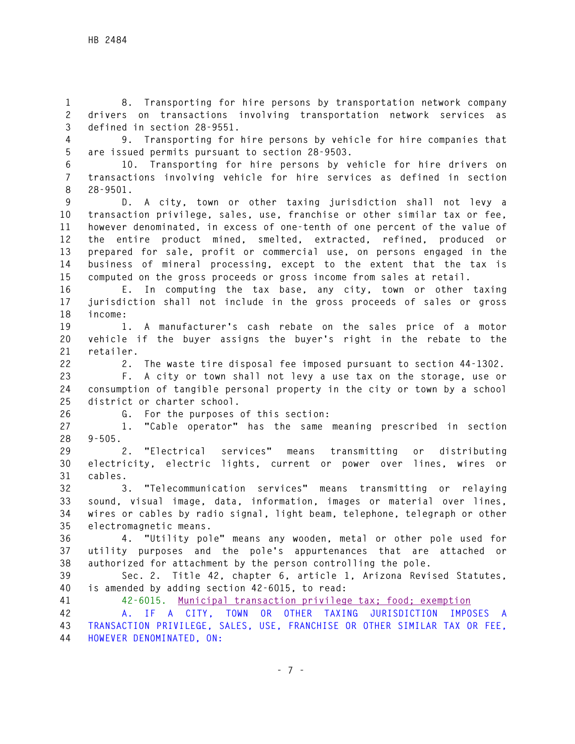8. Transporting for hire persons by transportation network company drivers on transactions involving transportation network services as defined in section 28-9551.

9. Transporting for hire persons by vehicle for hire companies that are issued permits pursuant to section 28-9503.

10. Transporting for hire persons by vehicle for hire drivers on transactions involving vehicle for hire services as defined in section 28-9501.

D. A city, town or other taxing jurisdiction shall not levy a transaction privilege, sales, use, franchise or other similar tax or fee, however denominated, in excess of one-tenth of one percent of the value of the entire product mined, smelted, extracted, refined, produced or prepared for sale, profit or commercial use, on persons engaged in the business of mineral processing, except to the extent that the tax is computed on the gross proceeds or gross income from sales at retail.

E. In computing the tax base, any city, town or other taxing jurisdiction shall not include in the gross proceeds of sales or gross income:

1. A manufacturer's cash rebate on the sales price of a motor vehicle if the buyer assigns the buyer's right in the rebate to the retailer.

2. The waste tire disposal fee imposed pursuant to section 44-1302.

F. A city or town shall not levy a use tax on the storage, use or consumption of tangible personal property in the city or town by a school district or charter school.

G. For the purposes of this section:

1. "Cable operator" has the same meaning prescribed in section 9-505.

2. "Electrical services" means transmitting or distributing electricity, electric lights, current or power over lines, wires or cables.

3. "Telecommunication services" means transmitting or relaying sound, visual image, data, information, images or material over lines, wires or cables by radio signal, light beam, telephone, telegraph or other electromagnetic means.

4. "Utility pole" means any wooden, metal or other pole used for utility purposes and the pole's appurtenances that are attached or authorized for attachment by the person controlling the pole.

Sec. 2. Title 42, chapter 6, article 1, Arizona Revised Statutes, is amended by adding section 42-6015, to read:

42-6015. Municipal transaction privilege tax; food; exemption

A. IF A CITY, TOWN OR OTHER TAXING JURISDICTION IMPOSES A TRANSACTION PRIVILEGE, SALES, USE, FRANCHISE OR OTHER SIMILAR TAX OR FEE, HOWEVER DENOMINATED, ON: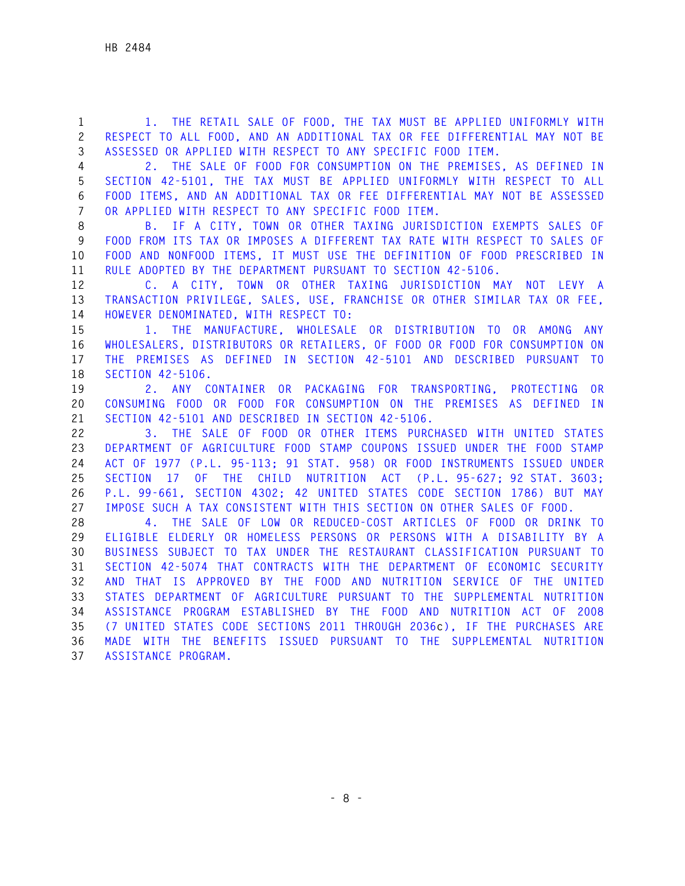1. THE RETAIL SALE OF FOOD, THE TAX MUST BE APPLIED UNIFORMLY WITH RESPECT TO ALL FOOD, AND AN ADDITIONAL TAX OR FEE DIFFERENTIAL MAY NOT BE ASSESSED OR APPLIED WITH RESPECT TO ANY SPECIFIC FOOD ITEM.

2. THE SALE OF FOOD FOR CONSUMPTION ON THE PREMISES, AS DEFINED IN SECTION 42-5101, THE TAX MUST BE APPLIED UNIFORMLY WITH RESPECT TO ALL FOOD ITEMS, AND AN ADDITIONAL TAX OR FEE DIFFERENTIAL MAY NOT BE ASSESSED OR APPLIED WITH RESPECT TO ANY SPECIFIC FOOD ITEM.

B. IF A CITY, TOWN OR OTHER TAXING JURISDICTION EXEMPTS SALES OF FOOD FROM ITS TAX OR IMPOSES A DIFFERENT TAX RATE WITH RESPECT TO SALES OF FOOD AND NONFOOD ITEMS, IT MUST USE THE DEFINITION OF FOOD PRESCRIBED IN RULE ADOPTED BY THE DEPARTMENT PURSUANT TO SECTION 42-5106.

C. A CITY, TOWN OR OTHER TAXING JURISDICTION MAY NOT LEVY A TRANSACTION PRIVILEGE, SALES, USE, FRANCHISE OR OTHER SIMILAR TAX OR FEE, HOWEVER DENOMINATED, WITH RESPECT TO:

1. THE MANUFACTURE, WHOLESALE OR DISTRIBUTION TO OR AMONG ANY WHOLESALERS, DISTRIBUTORS OR RETAILERS, OF FOOD OR FOOD FOR CONSUMPTION ON THE PREMISES AS DEFINED IN SECTION 42-5101 AND DESCRIBED PURSUANT TO SECTION 42-5106.

2. ANY CONTAINER OR PACKAGING FOR TRANSPORTING, PROTECTING OR CONSUMING FOOD OR FOOD FOR CONSUMPTION ON THE PREMISES AS DEFINED IN SECTION 42-5101 AND DESCRIBED IN SECTION 42-5106.

3. THE SALE OF FOOD OR OTHER ITEMS PURCHASED WITH UNITED STATES DEPARTMENT OF AGRICULTURE FOOD STAMP COUPONS ISSUED UNDER THE FOOD STAMP ACT OF 1977 (P.L. 95-113; 91 STAT. 958) OR FOOD INSTRUMENTS ISSUED UNDER SECTION 17 OF THE CHILD NUTRITION ACT (P.L. 95-627; 92 STAT. 3603; P.L. 99-661, SECTION 4302; 42 UNITED STATES CODE SECTION 1786) BUT MAY IMPOSE SUCH A TAX CONSISTENT WITH THIS SECTION ON OTHER SALES OF FOOD.

4. THE SALE OF LOW OR REDUCED-COST ARTICLES OF FOOD OR DRINK TO ELIGIBLE ELDERLY OR HOMELESS PERSONS OR PERSONS WITH A DISABILITY BY A BUSINESS SUBJECT TO TAX UNDER THE RESTAURANT CLASSIFICATION PURSUANT TO SECTION 42-5074 THAT CONTRACTS WITH THE DEPARTMENT OF ECONOMIC SECURITY AND THAT IS APPROVED BY THE FOOD AND NUTRITION SERVICE OF THE UNITED STATES DEPARTMENT OF AGRICULTURE PURSUANT TO THE SUPPLEMENTAL NUTRITION ASSISTANCE PROGRAM ESTABLISHED BY THE FOOD AND NUTRITION ACT OF 2008 (7 UNITED STATES CODE SECTIONS 2011 THROUGH 2036c), IF THE PURCHASES ARE MADE WITH THE BENEFITS ISSUED PURSUANT TO THE SUPPLEMENTAL NUTRITION ASSISTANCE PROGRAM.